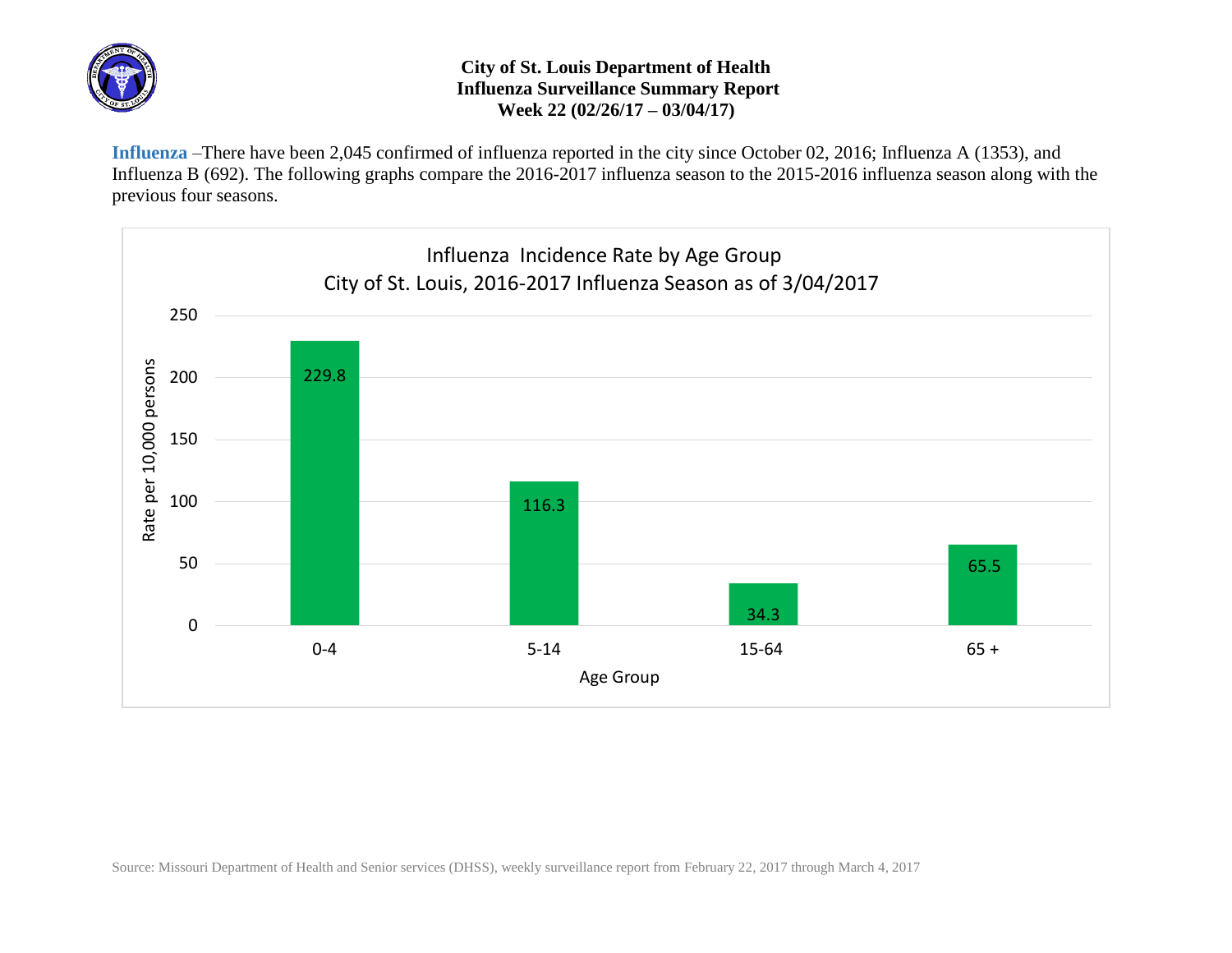# City of St. Louis Department of Health
## Influenza Surveillance Summary Report
### Week 22 (02/26/17 – 03/04/17)

**Influenza** –There have been 2,045 confirmed of influenza reported in the city since October 02, 2016; Influenza A (1353), and Influenza B (692). The following graphs compare the 2016-2017 influenza season to the 2015-2016 influenza season along with the previous four seasons.

**Influenza Incidence Rate by Age Group**
**City of St. Louis, 2016-2017 Influenza Season as of 3/04/2017**

| Age Group | Rate per 10,000 persons |
|---|---|
| 0-4 | 229.8 |
| 5-14 | 116.3 |
| 15-64 | 34.3 |
| 65 + | 65.5 |

Source: Missouri Department of Health and Senior services (DHSS), weekly surveillance report from February 22, 2017 through March 4, 2017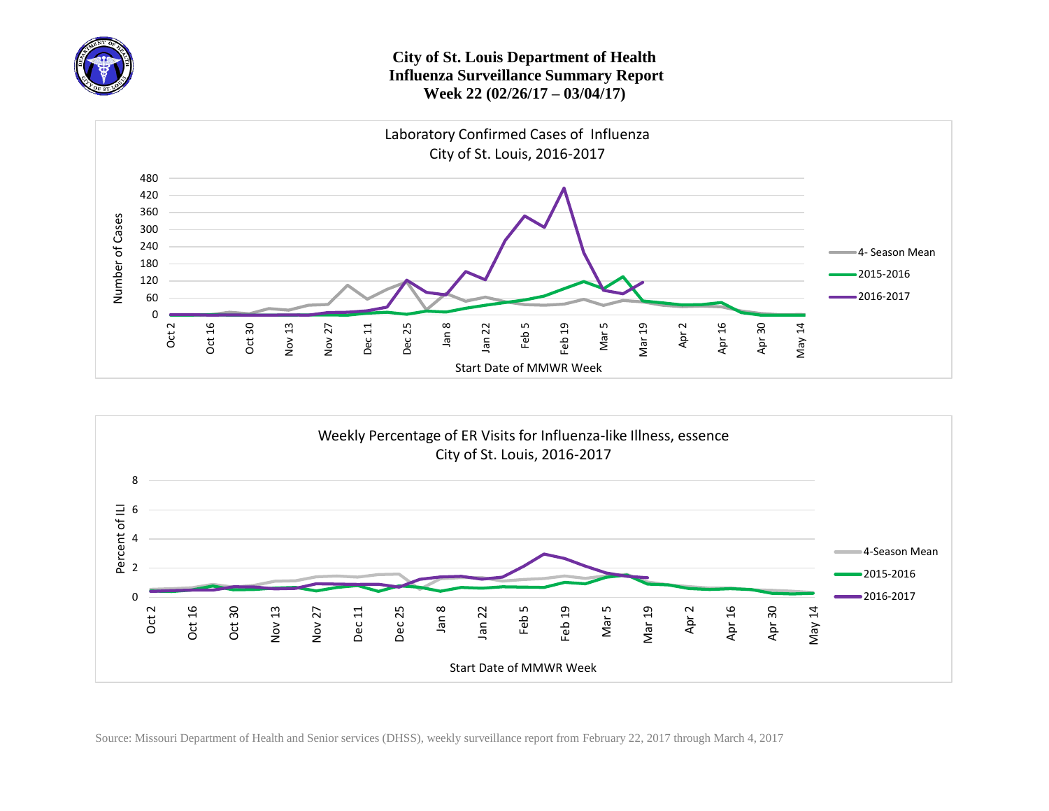# City of St. Louis Department of Health
# Influenza Surveillance Summary Report
# Week 22 (02/26/17 – 03/04/17)

Laboratory Confirmed Cases of Influenza
City of St. Louis, 2016-2017

Number of Cases

480
420
360
300
240
180
120
60
0

Oct 2
Oct 16
Oct 30
Nov 13
Nov 27
Dec 11
Dec 25
Jan 8
Jan 22
Feb 5
Feb 19
Mar 5
Mar 19
Apr 2
Apr 16
Apr 30
May 14

Start Date of MMWR Week

4- Season Mean
2015-2016
2016-2017

Weekly Percentage of ER Visits for Influenza-like Illness, essence
City of St. Louis, 2016-2017

Percent of ILI

8
6
4
2
0

Oct 2
Oct 16
Oct 30
Nov 13
Nov 27
Dec 11
Dec 25
Jan 8
Jan 22
Feb 5
Feb 19
Mar 5
Mar 19
Apr 2
Apr 16
Apr 30
May 14

Start Date of MMWR Week

4-Season Mean
2015-2016
2016-2017

Source: Missouri Department of Health and Senior services (DHSS), weekly surveillance report from February 22, 2017 through March 4, 2017